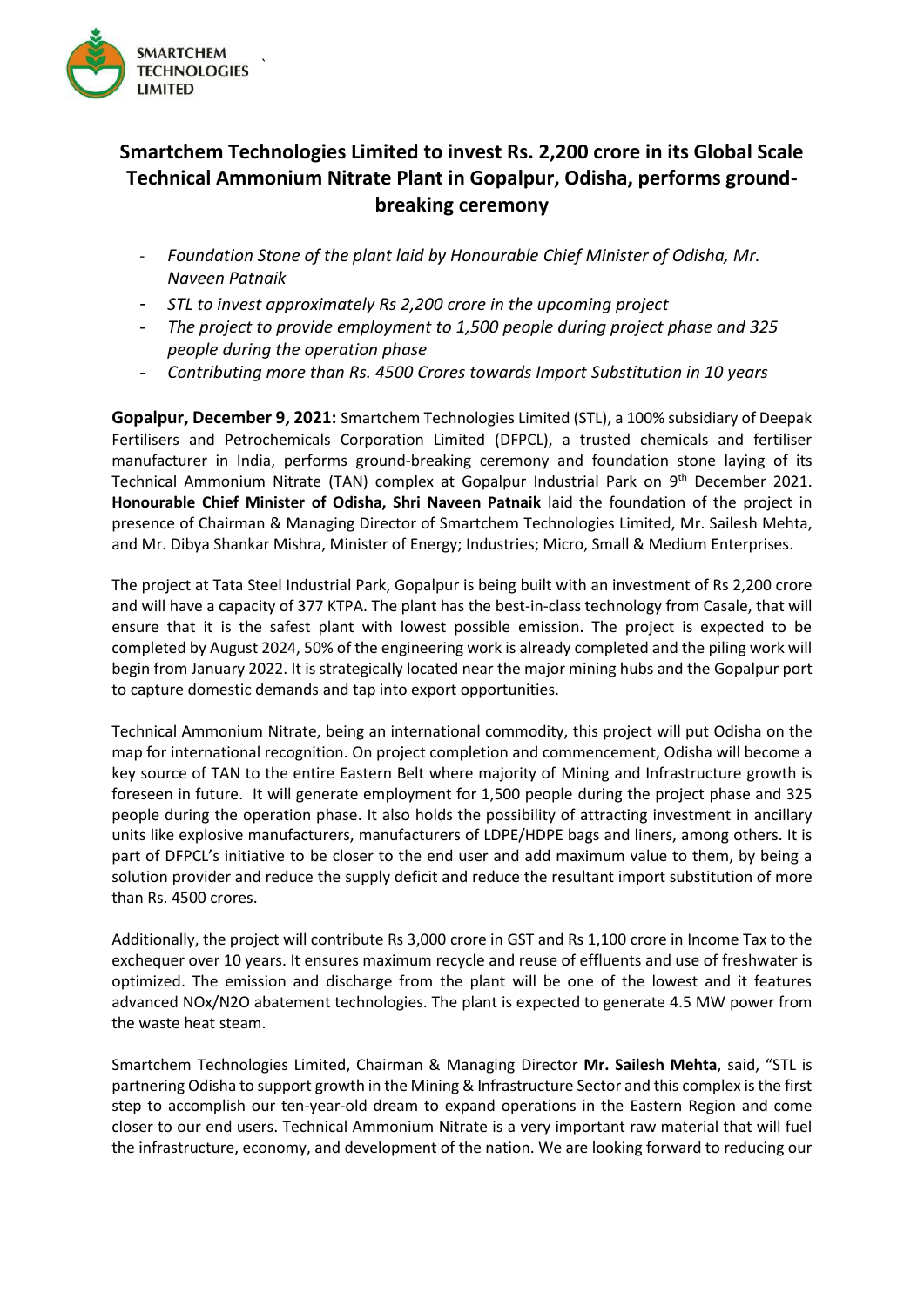# Smartchem Technologies Limited to invest Rs. 2,200 crore in its Global Scale Technical Ammonium Nitrate Plant in Gopalpur, Odisha, performs ground-breaking ceremony

- *Foundation Stone of the plant laid by Honourable Chief Minister of Odisha, Mr. Naveen Patnaik*
- *STL to invest approximately Rs 2,200 crore in the upcoming project*
- *The project to provide employment to 1,500 people during project phase and 325 people during the operation phase*
- *Contributing more than Rs. 4500 Crores towards Import Substitution in 10 years*

**Gopalpur, December 9, 2021:** Smartchem Technologies Limited (STL), a 100% subsidiary of Deepak Fertilisers and Petrochemicals Corporation Limited (DFPCL), a trusted chemicals and fertiliser manufacturer in India, performs ground-breaking ceremony and foundation stone laying of its Technical Ammonium Nitrate (TAN) complex at Gopalpur Industrial Park on 9th December 2021. **Honourable Chief Minister of Odisha, Shri Naveen Patnaik** laid the foundation of the project in presence of Chairman & Managing Director of Smartchem Technologies Limited, Mr. Sailesh Mehta, and Mr. Dibya Shankar Mishra, Minister of Energy; Industries; Micro, Small & Medium Enterprises.

The project at Tata Steel Industrial Park, Gopalpur is being built with an investment of Rs 2,200 crore and will have a capacity of 377 KTPA. The plant has the best-in-class technology from Casale, that will ensure that it is the safest plant with lowest possible emission. The project is expected to be completed by August 2024, 50% of the engineering work is already completed and the piling work will begin from January 2022. It is strategically located near the major mining hubs and the Gopalpur port to capture domestic demands and tap into export opportunities.

Technical Ammonium Nitrate, being an international commodity, this project will put Odisha on the map for international recognition. On project completion and commencement, Odisha will become a key source of TAN to the entire Eastern Belt where majority of Mining and Infrastructure growth is foreseen in future. It will generate employment for 1,500 people during the project phase and 325 people during the operation phase. It also holds the possibility of attracting investment in ancillary units like explosive manufacturers, manufacturers of LDPE/HDPE bags and liners, among others. It is part of DFPCL's initiative to be closer to the end user and add maximum value to them, by being a solution provider and reduce the supply deficit and reduce the resultant import substitution of more than Rs. 4500 crores.

Additionally, the project will contribute Rs 3,000 crore in GST and Rs 1,100 crore in Income Tax to the exchequer over 10 years. It ensures maximum recycle and reuse of effluents and use of freshwater is optimized. The emission and discharge from the plant will be one of the lowest and it features advanced NOx/N2O abatement technologies. The plant is expected to generate 4.5 MW power from the waste heat steam.

Smartchem Technologies Limited, Chairman & Managing Director **Mr. Sailesh Mehta**, said, "STL is partnering Odisha to support growth in the Mining & Infrastructure Sector and this complex is the first step to accomplish our ten-year-old dream to expand operations in the Eastern Region and come closer to our end users. Technical Ammonium Nitrate is a very important raw material that will fuel the infrastructure, economy, and development of the nation. We are looking forward to reducing our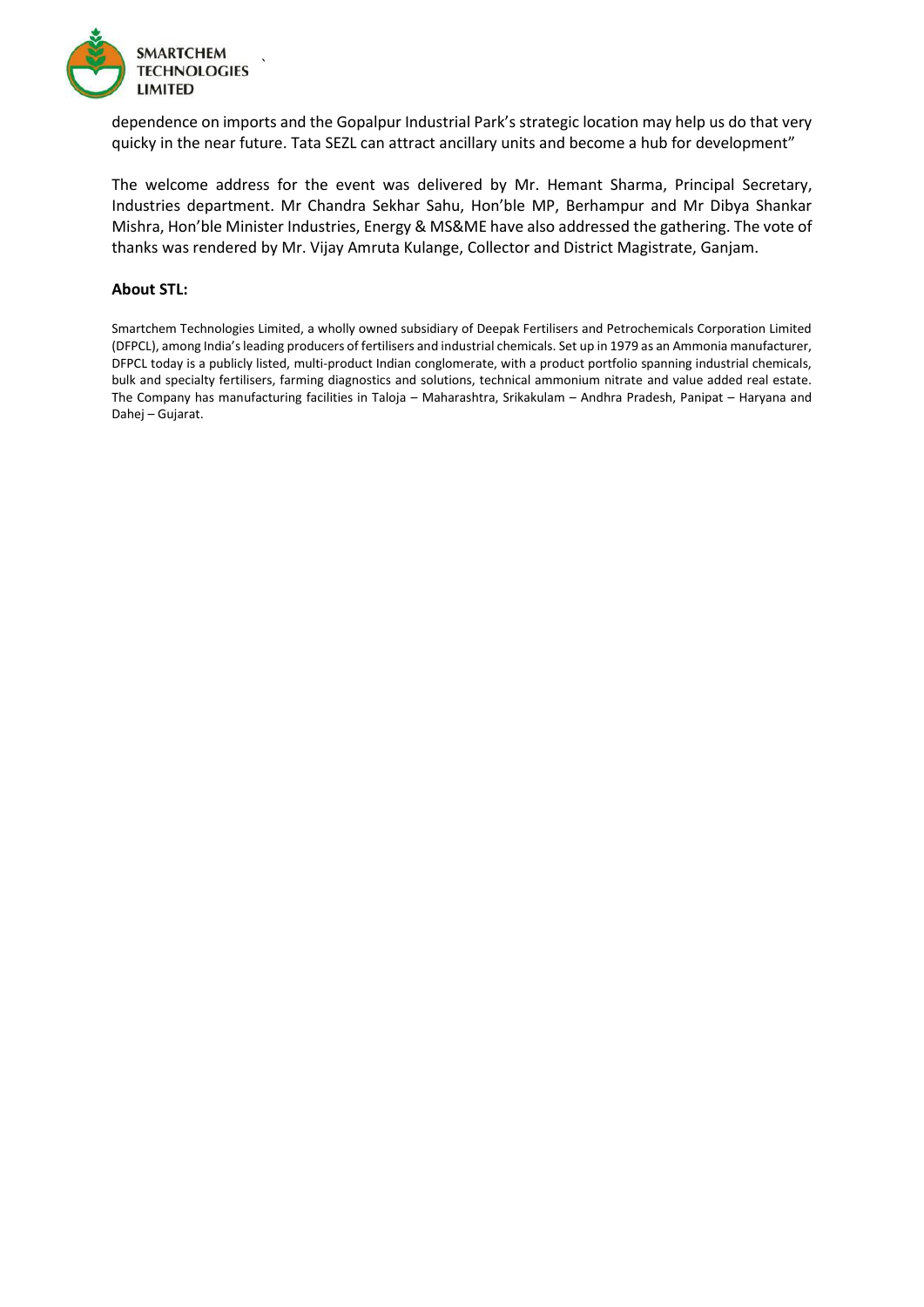dependence on imports and the Gopalpur Industrial Park's strategic location may help us do that very quicky in the near future. Tata SEZL can attract ancillary units and become a hub for development"

The welcome address for the event was delivered by Mr. Hemant Sharma, Principal Secretary, Industries department. Mr Chandra Sekhar Sahu, Hon'ble MP, Berhampur and Mr Dibya Shankar Mishra, Hon'ble Minister Industries, Energy & MS&ME have also addressed the gathering. The vote of thanks was rendered by Mr. Vijay Amruta Kulange, Collector and District Magistrate, Ganjam.

**About STL:**

Smartchem Technologies Limited, a wholly owned subsidiary of Deepak Fertilisers and Petrochemicals Corporation Limited (DFPCL), among India's leading producers of fertilisers and industrial chemicals. Set up in 1979 as an Ammonia manufacturer, DFPCL today is a publicly listed, multi-product Indian conglomerate, with a product portfolio spanning industrial chemicals, bulk and specialty fertilisers, farming diagnostics and solutions, technical ammonium nitrate and value added real estate. The Company has manufacturing facilities in Taloja – Maharashtra, Srikakulam – Andhra Pradesh, Panipat – Haryana and Dahej – Gujarat.